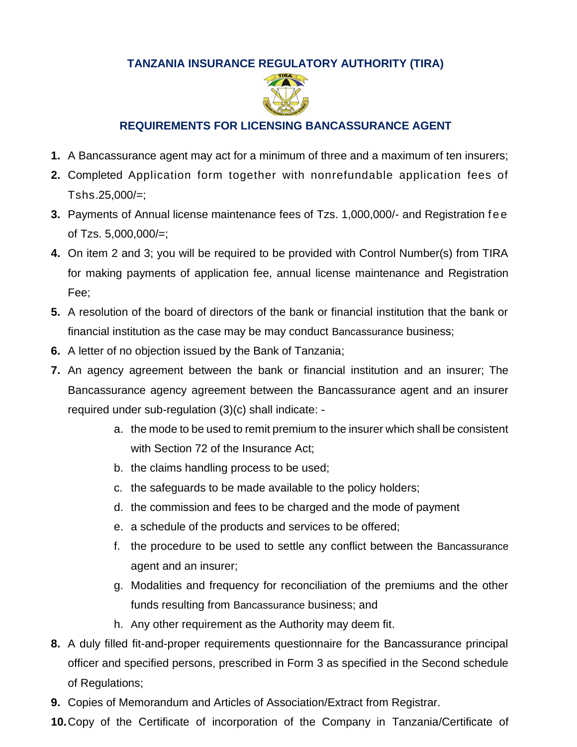# TANZANIA INSURANCE REGULATORY AUTHORITY (TIRA)

## REQUIREMENTS FOR LICENSING BANCASSURANCE AGENT

1. A Bancassurance agent may act for a minimum of three and a maximum of ten insurers;
2. Completed Application form together with nonrefundable application fees of Tshs.25,000/=;
3. Payments of Annual license maintenance fees of Tzs. 1,000,000/- and Registration fee of Tzs. 5,000,000/=;
4. On item 2 and 3; you will be required to be provided with Control Number(s) from TIRA for making payments of application fee, annual license maintenance and Registration Fee;
5. A resolution of the board of directors of the bank or financial institution that the bank or financial institution as the case may be may conduct Bancassurance business;
6. A letter of no objection issued by the Bank of Tanzania;
7. An agency agreement between the bank or financial institution and an insurer; The Bancassurance agency agreement between the Bancassurance agent and an insurer required under sub-regulation (3)(c) shall indicate: -
   a. the mode to be used to remit premium to the insurer which shall be consistent with Section 72 of the Insurance Act;
   b. the claims handling process to be used;
   c. the safeguards to be made available to the policy holders;
   d. the commission and fees to be charged and the mode of payment
   e. a schedule of the products and services to be offered;
   f. the procedure to be used to settle any conflict between the Bancassurance agent and an insurer;
   g. Modalities and frequency for reconciliation of the premiums and the other funds resulting from Bancassurance business; and
   h. Any other requirement as the Authority may deem fit.
8. A duly filled fit-and-proper requirements questionnaire for the Bancassurance principal officer and specified persons, prescribed in Form 3 as specified in the Second schedule of Regulations;
9. Copies of Memorandum and Articles of Association/Extract from Registrar.
10. Copy of the Certificate of incorporation of the Company in Tanzania/Certificate of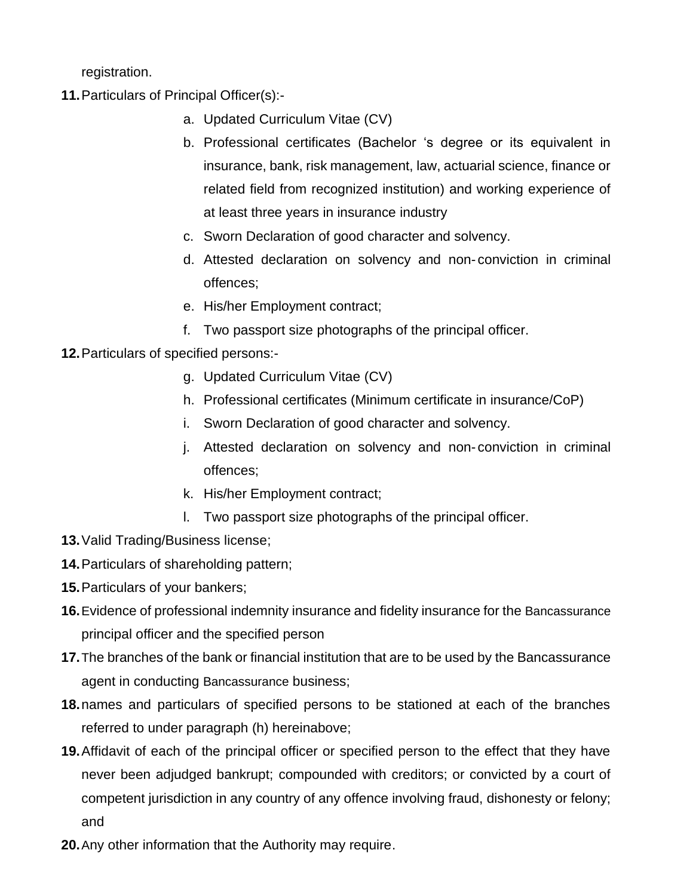registration.

**11.** Particulars of Principal Officer(s):-

   a. Updated Curriculum Vitae (CV)
   b. Professional certificates (Bachelor 's degree or its equivalent in insurance, bank, risk management, law, actuarial science, finance or related field from recognized institution) and working experience of at least three years in insurance industry
   c. Sworn Declaration of good character and solvency.
   d. Attested declaration on solvency and non-conviction in criminal offences;
   e. His/her Employment contract;
   f. Two passport size photographs of the principal officer.

**12.** Particulars of specified persons:-

   g. Updated Curriculum Vitae (CV)
   h. Professional certificates (Minimum certificate in insurance/CoP)
   i. Sworn Declaration of good character and solvency.
   j. Attested declaration on solvency and non-conviction in criminal offences;
   k. His/her Employment contract;
   l. Two passport size photographs of the principal officer.

**13.** Valid Trading/Business license;

**14.** Particulars of shareholding pattern;

**15.** Particulars of your bankers;

**16.** Evidence of professional indemnity insurance and fidelity insurance for the Bancassurance principal officer and the specified person

**17.** The branches of the bank or financial institution that are to be used by the Bancassurance agent in conducting Bancassurance business;

**18.** names and particulars of specified persons to be stationed at each of the branches referred to under paragraph (h) hereinabove;

**19.** Affidavit of each of the principal officer or specified person to the effect that they have never been adjudged bankrupt; compounded with creditors; or convicted by a court of competent jurisdiction in any country of any offence involving fraud, dishonesty or felony; and

**20.** Any other information that the Authority may require.